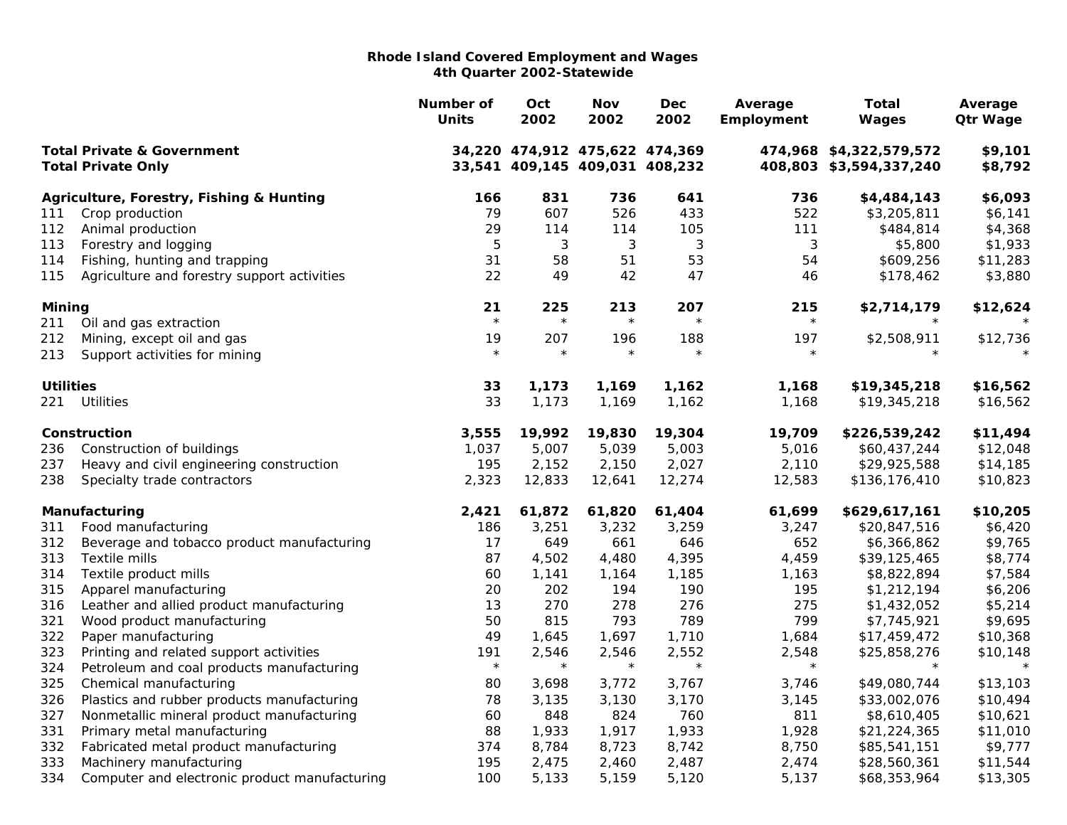# Rhode Island Covered Employment and Wages
## 4th Quarter 2002-Statewide

| | | Number of Units | Oct 2002 | Nov 2002 | Dec 2002 | Average Employment | Total Wages | Average Qtr Wage |
|---|---|---|---|---|---|---|---|---|
| **Total Private & Government** | | **34,220** | **474,912** | **475,622** | **474,369** | **474,968** | **$4,322,579,572** | **$9,101** |
| **Total Private Only** | | **33,541** | **409,145** | **409,031** | **408,232** | **408,803** | **$3,594,337,240** | **$8,792** |
| **Agriculture, Forestry, Fishing & Hunting** | | **166** | **831** | **736** | **641** | **736** | **$4,484,143** | **$6,093** |
| 111 | Crop production | 79 | 607 | 526 | 433 | 522 | $3,205,811 | $6,141 |
| 112 | Animal production | 29 | 114 | 114 | 105 | 111 | $484,814 | $4,368 |
| 113 | Forestry and logging | 5 | 3 | 3 | 3 | 3 | $5,800 | $1,933 |
| 114 | Fishing, hunting and trapping | 31 | 58 | 51 | 53 | 54 | $609,256 | $11,283 |
| 115 | Agriculture and forestry support activities | 22 | 49 | 42 | 47 | 46 | $178,462 | $3,880 |
| **Mining** | | **21** | **225** | **213** | **207** | **215** | **$2,714,179** | **$12,624** |
| 211 | Oil and gas extraction | * | * | * | * | * | * | * |
| 212 | Mining, except oil and gas | 19 | 207 | 196 | 188 | 197 | $2,508,911 | $12,736 |
| 213 | Support activities for mining | * | * | * | * | * | * | * |
| **Utilities** | | **33** | **1,173** | **1,169** | **1,162** | **1,168** | **$19,345,218** | **$16,562** |
| 221 | Utilities | 33 | 1,173 | 1,169 | 1,162 | 1,168 | $19,345,218 | $16,562 |
| **Construction** | | **3,555** | **19,992** | **19,830** | **19,304** | **19,709** | **$226,539,242** | **$11,494** |
| 236 | Construction of buildings | 1,037 | 5,007 | 5,039 | 5,003 | 5,016 | $60,437,244 | $12,048 |
| 237 | Heavy and civil engineering construction | 195 | 2,152 | 2,150 | 2,027 | 2,110 | $29,925,588 | $14,185 |
| 238 | Specialty trade contractors | 2,323 | 12,833 | 12,641 | 12,274 | 12,583 | $136,176,410 | $10,823 |
| **Manufacturing** | | **2,421** | **61,872** | **61,820** | **61,404** | **61,699** | **$629,617,161** | **$10,205** |
| 311 | Food manufacturing | 186 | 3,251 | 3,232 | 3,259 | 3,247 | $20,847,516 | $6,420 |
| 312 | Beverage and tobacco product manufacturing | 17 | 649 | 661 | 646 | 652 | $6,366,862 | $9,765 |
| 313 | Textile mills | 87 | 4,502 | 4,480 | 4,395 | 4,459 | $39,125,465 | $8,774 |
| 314 | Textile product mills | 60 | 1,141 | 1,164 | 1,185 | 1,163 | $8,822,894 | $7,584 |
| 315 | Apparel manufacturing | 20 | 202 | 194 | 190 | 195 | $1,212,194 | $6,206 |
| 316 | Leather and allied product manufacturing | 13 | 270 | 278 | 276 | 275 | $1,432,052 | $5,214 |
| 321 | Wood product manufacturing | 50 | 815 | 793 | 789 | 799 | $7,745,921 | $9,695 |
| 322 | Paper manufacturing | 49 | 1,645 | 1,697 | 1,710 | 1,684 | $17,459,472 | $10,368 |
| 323 | Printing and related support activities | 191 | 2,546 | 2,546 | 2,552 | 2,548 | $25,858,276 | $10,148 |
| 324 | Petroleum and coal products manufacturing | * | * | * | * | * | * | * |
| 325 | Chemical manufacturing | 80 | 3,698 | 3,772 | 3,767 | 3,746 | $49,080,744 | $13,103 |
| 326 | Plastics and rubber products manufacturing | 78 | 3,135 | 3,130 | 3,170 | 3,145 | $33,002,076 | $10,494 |
| 327 | Nonmetallic mineral product manufacturing | 60 | 848 | 824 | 760 | 811 | $8,610,405 | $10,621 |
| 331 | Primary metal manufacturing | 88 | 1,933 | 1,917 | 1,933 | 1,928 | $21,224,365 | $11,010 |
| 332 | Fabricated metal product manufacturing | 374 | 8,784 | 8,723 | 8,742 | 8,750 | $85,541,151 | $9,777 |
| 333 | Machinery manufacturing | 195 | 2,475 | 2,460 | 2,487 | 2,474 | $28,560,361 | $11,544 |
| 334 | Computer and electronic product manufacturing | 100 | 5,133 | 5,159 | 5,120 | 5,137 | $68,353,964 | $13,305 |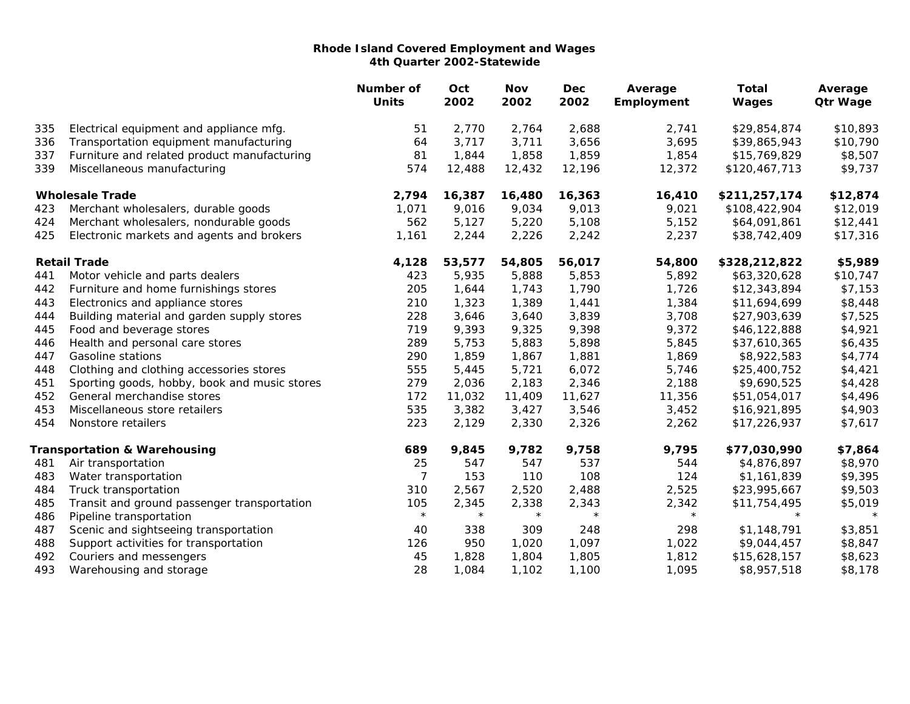**Rhode Island Covered Employment and Wages**
**4th Quarter 2002-Statewide**

| | | Number of Units | Oct 2002 | Nov 2002 | Dec 2002 | Average Employment | Total Wages | Average Qtr Wage |
|---|---|---|---|---|---|---|---|---|
| 335 | Electrical equipment and appliance mfg. | 51 | 2,770 | 2,764 | 2,688 | 2,741 | $29,854,874 | $10,893 |
| 336 | Transportation equipment manufacturing | 64 | 3,717 | 3,711 | 3,656 | 3,695 | $39,865,943 | $10,790 |
| 337 | Furniture and related product manufacturing | 81 | 1,844 | 1,858 | 1,859 | 1,854 | $15,769,829 | $8,507 |
| 339 | Miscellaneous manufacturing | 574 | 12,488 | 12,432 | 12,196 | 12,372 | $120,467,713 | $9,737 |
| | **Wholesale Trade** | **2,794** | **16,387** | **16,480** | **16,363** | **16,410** | **$211,257,174** | **$12,874** |
| 423 | Merchant wholesalers, durable goods | 1,071 | 9,016 | 9,034 | 9,013 | 9,021 | $108,422,904 | $12,019 |
| 424 | Merchant wholesalers, nondurable goods | 562 | 5,127 | 5,220 | 5,108 | 5,152 | $64,091,861 | $12,441 |
| 425 | Electronic markets and agents and brokers | 1,161 | 2,244 | 2,226 | 2,242 | 2,237 | $38,742,409 | $17,316 |
| | **Retail Trade** | **4,128** | **53,577** | **54,805** | **56,017** | **54,800** | **$328,212,822** | **$5,989** |
| 441 | Motor vehicle and parts dealers | 423 | 5,935 | 5,888 | 5,853 | 5,892 | $63,320,628 | $10,747 |
| 442 | Furniture and home furnishings stores | 205 | 1,644 | 1,743 | 1,790 | 1,726 | $12,343,894 | $7,153 |
| 443 | Electronics and appliance stores | 210 | 1,323 | 1,389 | 1,441 | 1,384 | $11,694,699 | $8,448 |
| 444 | Building material and garden supply stores | 228 | 3,646 | 3,640 | 3,839 | 3,708 | $27,903,639 | $7,525 |
| 445 | Food and beverage stores | 719 | 9,393 | 9,325 | 9,398 | 9,372 | $46,122,888 | $4,921 |
| 446 | Health and personal care stores | 289 | 5,753 | 5,883 | 5,898 | 5,845 | $37,610,365 | $6,435 |
| 447 | Gasoline stations | 290 | 1,859 | 1,867 | 1,881 | 1,869 | $8,922,583 | $4,774 |
| 448 | Clothing and clothing accessories stores | 555 | 5,445 | 5,721 | 6,072 | 5,746 | $25,400,752 | $4,421 |
| 451 | Sporting goods, hobby, book and music stores | 279 | 2,036 | 2,183 | 2,346 | 2,188 | $9,690,525 | $4,428 |
| 452 | General merchandise stores | 172 | 11,032 | 11,409 | 11,627 | 11,356 | $51,054,017 | $4,496 |
| 453 | Miscellaneous store retailers | 535 | 3,382 | 3,427 | 3,546 | 3,452 | $16,921,895 | $4,903 |
| 454 | Nonstore retailers | 223 | 2,129 | 2,330 | 2,326 | 2,262 | $17,226,937 | $7,617 |
| | **Transportation & Warehousing** | **689** | **9,845** | **9,782** | **9,758** | **9,795** | **$77,030,990** | **$7,864** |
| 481 | Air transportation | 25 | 547 | 547 | 537 | 544 | $4,876,897 | $8,970 |
| 483 | Water transportation | 7 | 153 | 110 | 108 | 124 | $1,161,839 | $9,395 |
| 484 | Truck transportation | 310 | 2,567 | 2,520 | 2,488 | 2,525 | $23,995,667 | $9,503 |
| 485 | Transit and ground passenger transportation | 105 | 2,345 | 2,338 | 2,343 | 2,342 | $11,754,495 | $5,019 |
| 486 | Pipeline transportation | * | * | * | * | * | * | * |
| 487 | Scenic and sightseeing transportation | 40 | 338 | 309 | 248 | 298 | $1,148,791 | $3,851 |
| 488 | Support activities for transportation | 126 | 950 | 1,020 | 1,097 | 1,022 | $9,044,457 | $8,847 |
| 492 | Couriers and messengers | 45 | 1,828 | 1,804 | 1,805 | 1,812 | $15,628,157 | $8,623 |
| 493 | Warehousing and storage | 28 | 1,084 | 1,102 | 1,100 | 1,095 | $8,957,518 | $8,178 |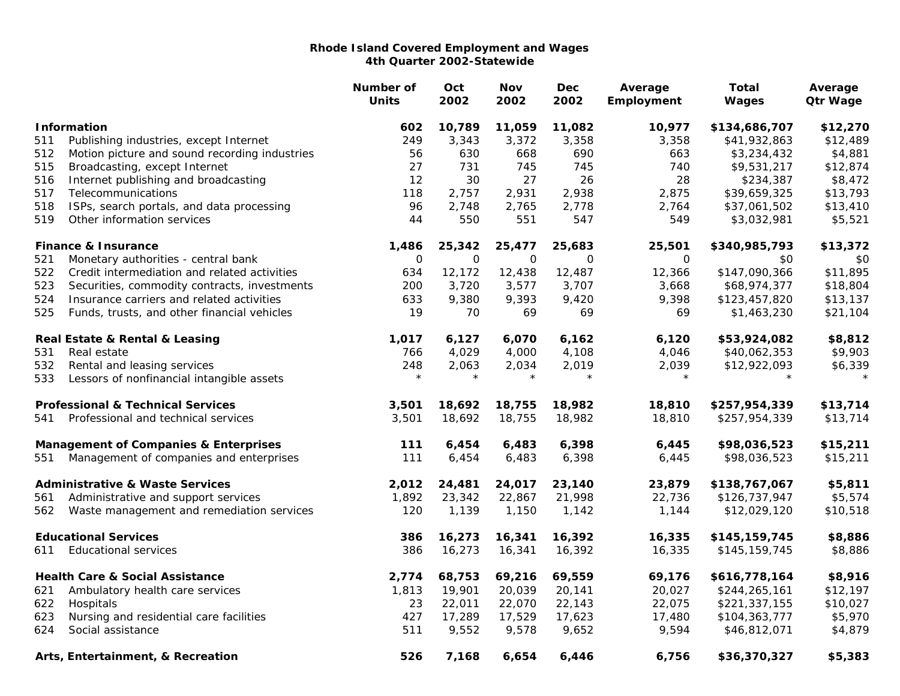# Rhode Island Covered Employment and Wages
## 4th Quarter 2002-Statewide

| | | Number of Units | Oct 2002 | Nov 2002 | Dec 2002 | Average Employment | Total Wages | Average Qtr Wage |
|---|---|---|---|---|---|---|---|---|
| **Information** | | **602** | **10,789** | **11,059** | **11,082** | **10,977** | **$134,686,707** | **$12,270** |
| 511 | Publishing industries, except Internet | 249 | 3,343 | 3,372 | 3,358 | 3,358 | $41,932,863 | $12,489 |
| 512 | Motion picture and sound recording industries | 56 | 630 | 668 | 690 | 663 | $3,234,432 | $4,881 |
| 515 | Broadcasting, except Internet | 27 | 731 | 745 | 745 | 740 | $9,531,217 | $12,874 |
| 516 | Internet publishing and broadcasting | 12 | 30 | 27 | 26 | 28 | $234,387 | $8,472 |
| 517 | Telecommunications | 118 | 2,757 | 2,931 | 2,938 | 2,875 | $39,659,325 | $13,793 |
| 518 | ISPs, search portals, and data processing | 96 | 2,748 | 2,765 | 2,778 | 2,764 | $37,061,502 | $13,410 |
| 519 | Other information services | 44 | 550 | 551 | 547 | 549 | $3,032,981 | $5,521 |
| **Finance & Insurance** | | **1,486** | **25,342** | **25,477** | **25,683** | **25,501** | **$340,985,793** | **$13,372** |
| 521 | Monetary authorities - central bank | 0 | 0 | 0 | 0 | 0 | $0 | $0 |
| 522 | Credit intermediation and related activities | 634 | 12,172 | 12,438 | 12,487 | 12,366 | $147,090,366 | $11,895 |
| 523 | Securities, commodity contracts, investments | 200 | 3,720 | 3,577 | 3,707 | 3,668 | $68,974,377 | $18,804 |
| 524 | Insurance carriers and related activities | 633 | 9,380 | 9,393 | 9,420 | 9,398 | $123,457,820 | $13,137 |
| 525 | Funds, trusts, and other financial vehicles | 19 | 70 | 69 | 69 | 69 | $1,463,230 | $21,104 |
| **Real Estate & Rental & Leasing** | | **1,017** | **6,127** | **6,070** | **6,162** | **6,120** | **$53,924,082** | **$8,812** |
| 531 | Real estate | 766 | 4,029 | 4,000 | 4,108 | 4,046 | $40,062,353 | $9,903 |
| 532 | Rental and leasing services | 248 | 2,063 | 2,034 | 2,019 | 2,039 | $12,922,093 | $6,339 |
| 533 | Lessors of nonfinancial intangible assets | * | * | * | * | * | * | * |
| **Professional & Technical Services** | | **3,501** | **18,692** | **18,755** | **18,982** | **18,810** | **$257,954,339** | **$13,714** |
| 541 | Professional and technical services | 3,501 | 18,692 | 18,755 | 18,982 | 18,810 | $257,954,339 | $13,714 |
| **Management of Companies & Enterprises** | | **111** | **6,454** | **6,483** | **6,398** | **6,445** | **$98,036,523** | **$15,211** |
| 551 | Management of companies and enterprises | 111 | 6,454 | 6,483 | 6,398 | 6,445 | $98,036,523 | $15,211 |
| **Administrative & Waste Services** | | **2,012** | **24,481** | **24,017** | **23,140** | **23,879** | **$138,767,067** | **$5,811** |
| 561 | Administrative and support services | 1,892 | 23,342 | 22,867 | 21,998 | 22,736 | $126,737,947 | $5,574 |
| 562 | Waste management and remediation services | 120 | 1,139 | 1,150 | 1,142 | 1,144 | $12,029,120 | $10,518 |
| **Educational Services** | | **386** | **16,273** | **16,341** | **16,392** | **16,335** | **$145,159,745** | **$8,886** |
| 611 | Educational services | 386 | 16,273 | 16,341 | 16,392 | 16,335 | $145,159,745 | $8,886 |
| **Health Care & Social Assistance** | | **2,774** | **68,753** | **69,216** | **69,559** | **69,176** | **$616,778,164** | **$8,916** |
| 621 | Ambulatory health care services | 1,813 | 19,901 | 20,039 | 20,141 | 20,027 | $244,265,161 | $12,197 |
| 622 | Hospitals | 23 | 22,011 | 22,070 | 22,143 | 22,075 | $221,337,155 | $10,027 |
| 623 | Nursing and residential care facilities | 427 | 17,289 | 17,529 | 17,623 | 17,480 | $104,363,777 | $5,970 |
| 624 | Social assistance | 511 | 9,552 | 9,578 | 9,652 | 9,594 | $46,812,071 | $4,879 |
| **Arts, Entertainment, & Recreation** | | **526** | **7,168** | **6,654** | **6,446** | **6,756** | **$36,370,327** | **$5,383** |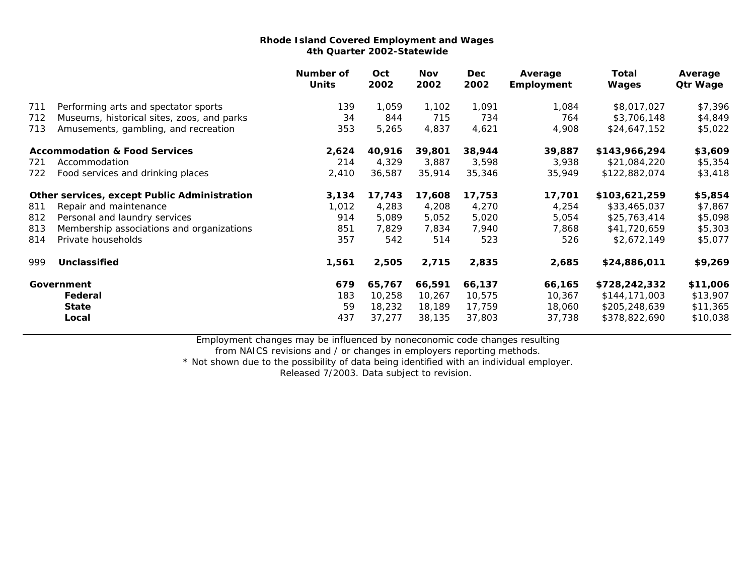**Rhode Island Covered Employment and Wages**
**4th Quarter 2002-Statewide**

| | | Number of Units | Oct 2002 | Nov 2002 | Dec 2002 | Average Employment | Total Wages | Average Qtr Wage |
|---|---|---|---|---|---|---|---|---|
| 711 | Performing arts and spectator sports | 139 | 1,059 | 1,102 | 1,091 | 1,084 | $8,017,027 | $7,396 |
| 712 | Museums, historical sites, zoos, and parks | 34 | 844 | 715 | 734 | 764 | $3,706,148 | $4,849 |
| 713 | Amusements, gambling, and recreation | 353 | 5,265 | 4,837 | 4,621 | 4,908 | $24,647,152 | $5,022 |
| **Accommodation & Food Services** | | **2,624** | **40,916** | **39,801** | **38,944** | **39,887** | **$143,966,294** | **$3,609** |
| 721 | Accommodation | 214 | 4,329 | 3,887 | 3,598 | 3,938 | $21,084,220 | $5,354 |
| 722 | Food services and drinking places | 2,410 | 36,587 | 35,914 | 35,346 | 35,949 | $122,882,074 | $3,418 |
| **Other services, except Public Administration** | | **3,134** | **17,743** | **17,608** | **17,753** | **17,701** | **$103,621,259** | **$5,854** |
| 811 | Repair and maintenance | 1,012 | 4,283 | 4,208 | 4,270 | 4,254 | $33,465,037 | $7,867 |
| 812 | Personal and laundry services | 914 | 5,089 | 5,052 | 5,020 | 5,054 | $25,763,414 | $5,098 |
| 813 | Membership associations and organizations | 851 | 7,829 | 7,834 | 7,940 | 7,868 | $41,720,659 | $5,303 |
| 814 | Private households | 357 | 542 | 514 | 523 | 526 | $2,672,149 | $5,077 |
| 999 | **Unclassified** | **1,561** | **2,505** | **2,715** | **2,835** | **2,685** | **$24,886,011** | **$9,269** |
| **Government** | | **679** | **65,767** | **66,591** | **66,137** | **66,165** | **$728,242,332** | **$11,006** |
| | **Federal** | 183 | 10,258 | 10,267 | 10,575 | 10,367 | $144,171,003 | $13,907 |
| | **State** | 59 | 18,232 | 18,189 | 17,759 | 18,060 | $205,248,639 | $11,365 |
| | **Local** | 437 | 37,277 | 38,135 | 37,803 | 37,738 | $378,822,690 | $10,038 |

Employment changes may be influenced by noneconomic code changes resulting from NAICS revisions and / or changes in employers reporting methods.
* Not shown due to the possibility of data being identified with an individual employer.
Released 7/2003. Data subject to revision.